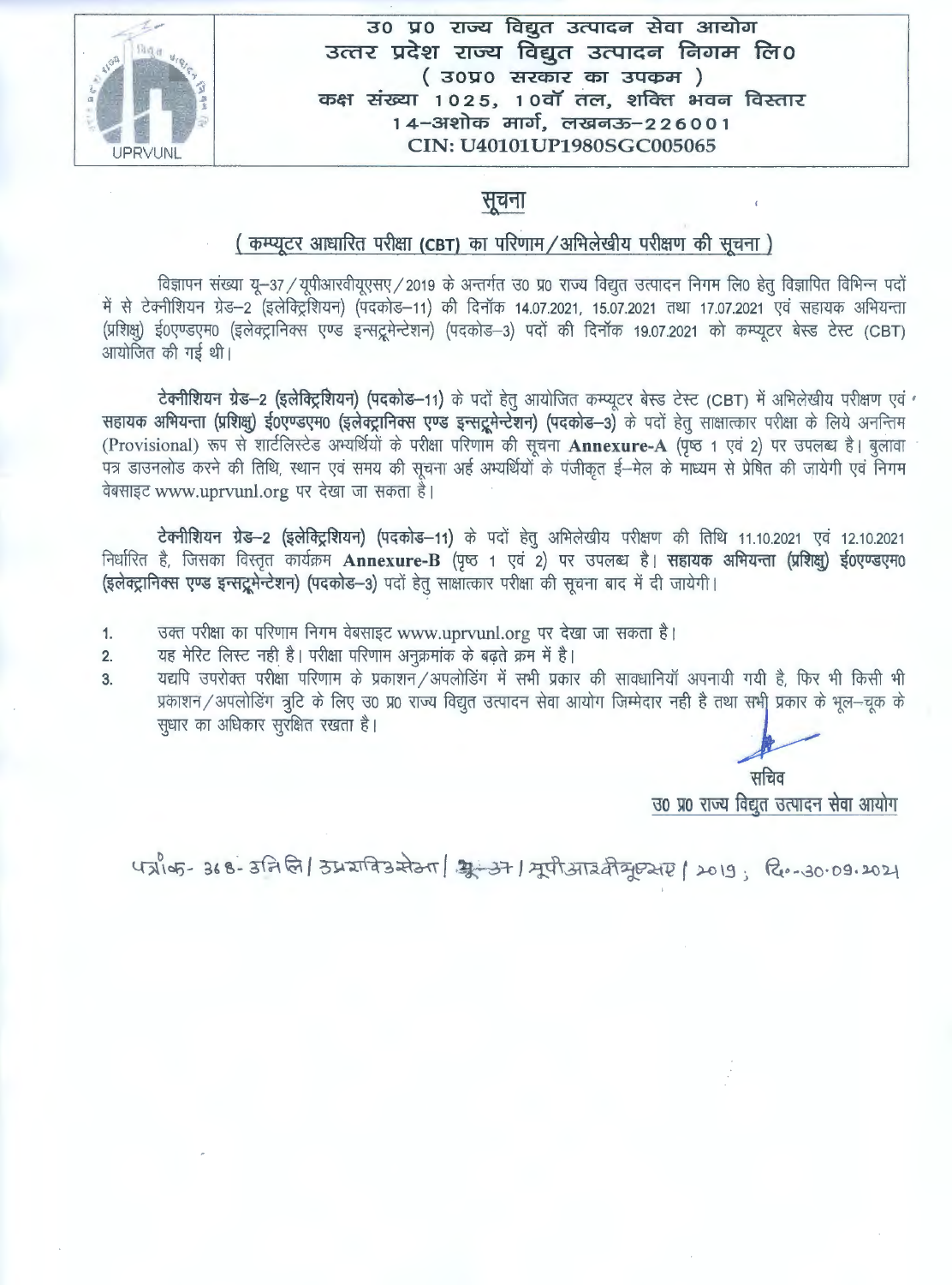# उ0 प्र0 राज्य विद्युत उत्पादन सेवा आयोग

## उत्तर प्रदेश राज्य विद्युत उत्पादन निगम लि0

**( उ0प्र0 सरकार का उपक्रम )**

**कक्ष संख्या 1025, 10वाँ तल, शक्ति भवन विस्तार**

**14-अशोक मार्ग, लखनऊ-226001**

**CIN: U40101UP1980SGC005065**

UPRVUNL

## सूचना

### ( कम्प्यूटर आधारित परीक्षा (CBT) का परिणाम/अभिलेखीय परीक्षण की सूचना )

विज्ञापन संख्या यू-37/यूपीआरवीयूएसए/2019 के अन्तर्गत उ0 प्र0 राज्य विद्युत उत्पादन निगम लि0 हेतु विज्ञापित विभिन्न पदों में से टेक्नीशियन ग्रेड-2 (इलेक्ट्रिशियन) (पदकोड-11) की दिनॉक 14.07.2021, 15.07.2021 तथा 17.07.2021 एवं सहायक अभियन्ता (प्रशिक्षु) ई0एण्डएम0 (इलेक्ट्रानिक्स एण्ड इन्सट्रूमेन्टेशन) (पदकोड-3) पदों की दिनॉक 19.07.2021 को कम्प्यूटर बेस्ड टेस्ट (CBT) आयोजित की गई थी।

**टेक्नीशियन ग्रेड-2 (इलेक्ट्रिशियन) (पदकोड-11)** के पदों हेतु आयोजित कम्प्यूटर बेस्ड टेस्ट (CBT) में अभिलेखीय परीक्षण एवं **सहायक अभियन्ता (प्रशिक्षु) ई0एण्डएम0 (इलेक्ट्रानिक्स एण्ड इन्सट्रूमेन्टेशन) (पदकोड-3)** के पदों हेतु साक्षात्कार परीक्षा के लिये अनन्तिम (Provisional) रूप से शार्टलिस्टेड अभ्यर्थियों के परीक्षा परिणाम की सूचना **Annexure-A** (पृष्ठ 1 एवं 2) पर उपलब्ध है। बुलावा पत्र डाउनलोड करने की तिथि, स्थान एवं समय की सूचना अर्ह अभ्यर्थियों के पंजीकृत ई-मेल के माध्यम से प्रेषित की जायेगी एवं निगम वेबसाइट www.uprvunl.org पर देखा जा सकता है।

**टेक्नीशियन ग्रेड-2 (इलेक्ट्रिशियन) (पदकोड-11)** के पदों हेतु अभिलेखीय परीक्षण की तिथि 11.10.2021 एवं 12.10.2021 निर्धारित है, जिसका विस्तृत कार्यक्रम **Annexure-B** (पृष्ठ 1 एवं 2) पर उपलब्ध है। **सहायक अभियन्ता (प्रशिक्षु) ई0एण्डएम0 (इलेक्ट्रानिक्स एण्ड इन्सट्रूमेन्टेशन) (पदकोड-3)** पदों हेतु साक्षात्कार परीक्षा की सूचना बाद में दी जायेगी।

1. उक्त परीक्षा का परिणाम निगम वेबसाइट www.uprvunl.org पर देखा जा सकता है।
2. यह मेरिट लिस्ट नही है। परीक्षा परिणाम अनुक्रमांक के बढ़ते क्रम में है।
3. यद्यपि उपरोक्त परीक्षा परिणाम के प्रकाशन/अपलोडिंग में सभी प्रकार की सावधानियॉ अपनायी गयी है, फिर भी किसी भी प्रकाशन/अपलोडिंग त्रुटि के लिए उ0 प्र0 राज्य विद्युत उत्पादन सेवा आयोग जिम्मेदार नही है तथा सभी प्रकार के भूल-चूक के सुधार का अधिकार सुरक्षित रखता है।

सचिव

उ0 प्र0 राज्य विद्युत उत्पादन सेवा आयोग

पत्रांक- 368-उनिलि/उप्रराविउसेआ/यू-37/यूपीआरवीयूएसए/2019; दि0-30.09.2021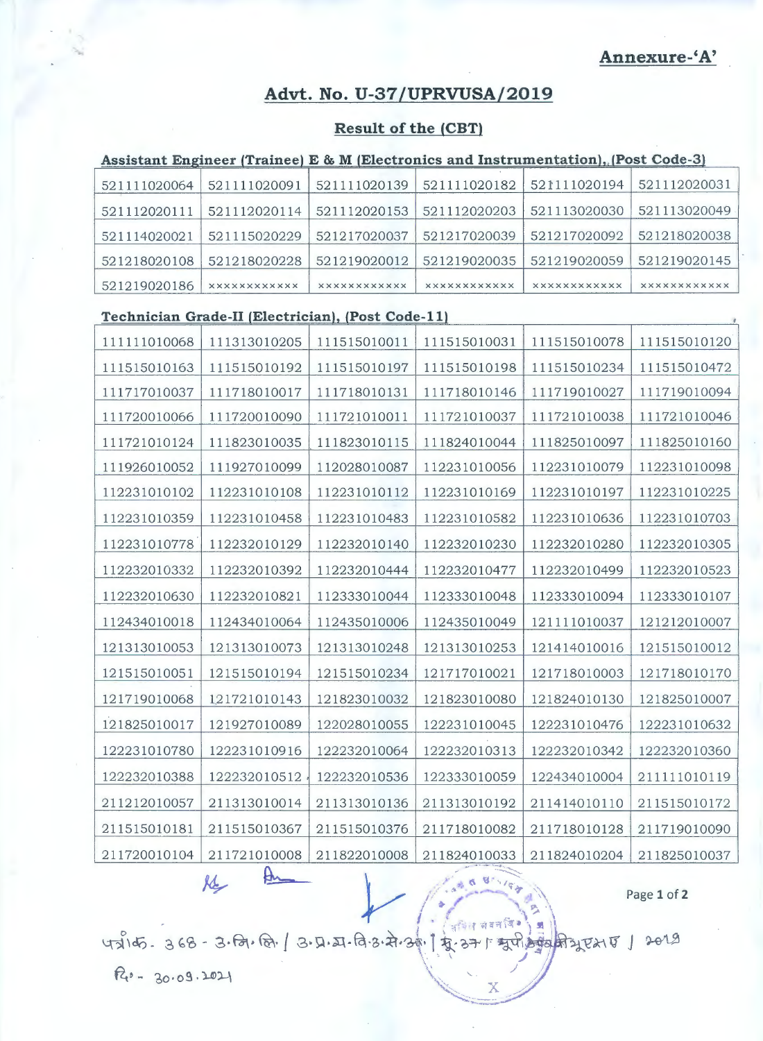**Annexure-'A'**

# Advt. No. U-37/UPRVUSA/2019

## Result of the (CBT)

### Assistant Engineer (Trainee) E & M (Electronics and Instrumentation), (Post Code-3)

| | | | | | |
|---|---|---|---|---|---|
| 521111020064 | 521111020091 | 521111020139 | 521111020182 | 521111020194 | 521112020031 |
| 521112020111 | 521112020114 | 521112020153 | 521112020203 | 521113020030 | 521113020049 |
| 521114020021 | 521115020229 | 521217020037 | 521217020039 | 521217020092 | 521218020038 |
| 521218020108 | 521218020228 | 521219020012 | 521219020035 | 521219020059 | 521219020145 |
| 521219020186 | xxxxxxxxxxxx | xxxxxxxxxxxx | xxxxxxxxxxxx | xxxxxxxxxxxx | xxxxxxxxxxxx |

### Technician Grade-II (Electrician), (Post Code-11)

| | | | | | |
|---|---|---|---|---|---|
| 111111010068 | 111313010205 | 111515010011 | 111515010031 | 111515010078 | 111515010120 |
| 111515010163 | 111515010192 | 111515010197 | 111515010198 | 111515010234 | 111515010472 |
| 111717010037 | 111718010017 | 111718010131 | 111718010146 | 111719010027 | 111719010094 |
| 111720010066 | 111720010090 | 111721010011 | 111721010037 | 111721010038 | 111721010046 |
| 111721010124 | 111823010035 | 111823010115 | 111824010044 | 111825010097 | 111825010160 |
| 111926010052 | 111927010099 | 112028010087 | 112231010056 | 112231010079 | 112231010098 |
| 112231010102 | 112231010108 | 112231010112 | 112231010169 | 112231010197 | 112231010225 |
| 112231010359 | 112231010458 | 112231010483 | 112231010582 | 112231010636 | 112231010703 |
| 112231010778 | 112232010129 | 112232010140 | 112232010230 | 112232010280 | 112232010305 |
| 112232010332 | 112232010392 | 112232010444 | 112232010477 | 112232010499 | 112232010523 |
| 112232010630 | 112232010821 | 112333010044 | 112333010048 | 112333010094 | 112333010107 |
| 112434010018 | 112434010064 | 112435010006 | 112435010049 | 121111010037 | 121212010007 |
| 121313010053 | 121313010073 | 121313010248 | 121313010253 | 121414010016 | 121515010012 |
| 121515010051 | 121515010194 | 121515010234 | 121717010021 | 121718010003 | 121718010170 |
| 121719010068 | 121721010143 | 121823010032 | 121823010080 | 121824010130 | 121825010007 |
| 121825010017 | 121927010089 | 122028010055 | 122231010045 | 122231010476 | 122231010632 |
| 122231010780 | 122231010916 | 122232010064 | 122232010313 | 122232010342 | 122232010360 |
| 122232010388 | 122232010512 | 122232010536 | 122333010059 | 122434010004 | 211111010119 |
| 211212010057 | 211313010014 | 211313010136 | 211313010192 | 211414010110 | 211515010172 |
| 211515010181 | 211515010367 | 211515010376 | 211718010082 | 211718010128 | 211719010090 |
| 211720010104 | 211721010008 | 211822010008 | 211824010033 | 211824010204 | 211825010037 |

पत्रांक- 368 - उ.नि.लि. / उ.प्र.रा.वि.उ.से.आ. / यू-37 / यूपीआरवीयूएसए / 2019

दि० - 30.09.2021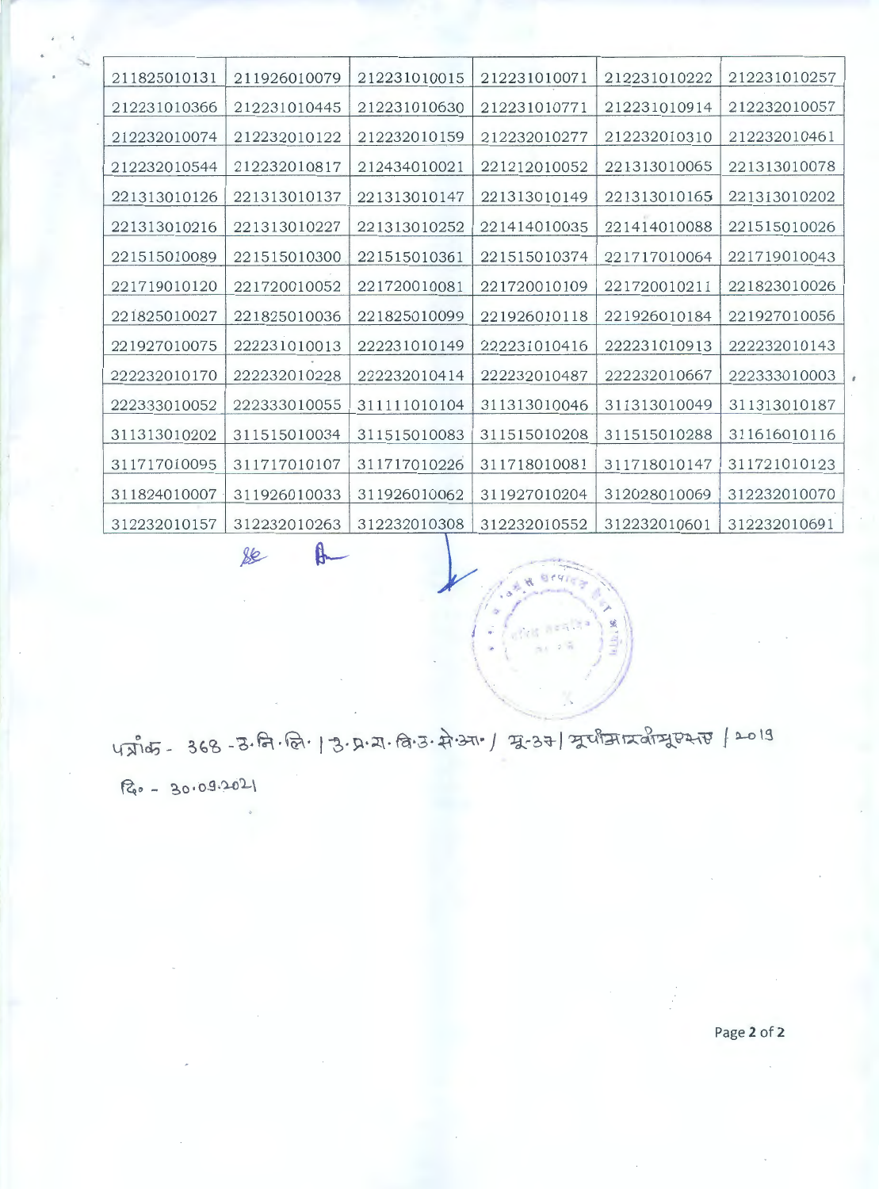| 211825010131 | 211926010079 | 212231010015 | 212231010071 | 212231010222 | 212231010257 |
|---|---|---|---|---|---|
| 212231010366 | 212231010445 | 212231010630 | 212231010771 | 212231010914 | 212232010057 |
| 212232010074 | 212232010122 | 212232010159 | 212232010277 | 212232010310 | 212232010461 |
| 212232010544 | 212232010817 | 212434010021 | 221212010052 | 221313010065 | 221313010078 |
| 221313010126 | 221313010137 | 221313010147 | 221313010149 | 221313010165 | 221313010202 |
| 221313010216 | 221313010227 | 221313010252 | 221414010035 | 221414010088 | 221515010026 |
| 221515010089 | 221515010300 | 221515010361 | 221515010374 | 221717010064 | 221719010043 |
| 221719010120 | 221720010052 | 221720010081 | 221720010109 | 221720010211 | 221823010026 |
| 221825010027 | 221825010036 | 221825010099 | 221926010118 | 221926010184 | 221927010056 |
| 221927010075 | 222231010013 | 222231010149 | 222231010416 | 222231010913 | 222232010143 |
| 222232010170 | 222232010228 | 222232010414 | 222232010487 | 222232010667 | 222333010003 |
| 222333010052 | 222333010055 | 311111010104 | 311313010046 | 311313010049 | 311313010187 |
| 311313010202 | 311515010034 | 311515010083 | 311515010208 | 311515010288 | 311616010116 |
| 311717010095 | 311717010107 | 311717010226 | 311718010081 | 311718010147 | 311721010123 |
| 311824010007 | 311926010033 | 311926010062 | 311927010204 | 312028010069 | 312232010070 |
| 312232010157 | 312232010263 | 312232010308 | 312232010552 | 312232010601 | 312232010691 |

पत्रांक - 368 - उ.नि.लि. / उ.प्र.रा.वि.उ.से.आ. / यू-37 / यूपीमास्टर्वीयूएसए / 2019

दि० - 30.09.2021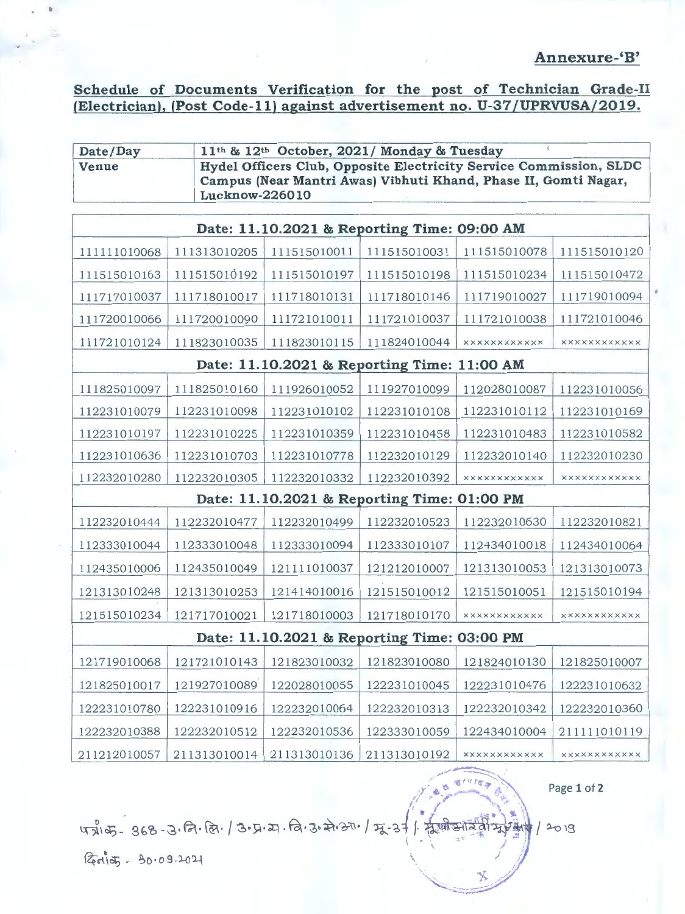**Annexure-'B'**

## Schedule of Documents Verification for the post of Technician Grade-II (Electrician), (Post Code-11) against advertisement no. U-37/UPRVUSA/2019.

| Date/Day | 11th & 12th October, 2021/ Monday & Tuesday |
|---|---|
| Venue | Hydel Officers Club, Opposite Electricity Service Commission, SLDC Campus (Near Mantri Awas) Vibhuti Khand, Phase II, Gomti Nagar, Lucknow-226010 |

| Date: 11.10.2021 & Reporting Time: 09:00 AM | | | | | |
|---|---|---|---|---|---|
| 111111010068 | 111313010205 | 111515010011 | 111515010031 | 111515010078 | 111515010120 |
| 111515010163 | 111515010192 | 111515010197 | 111515010198 | 111515010234 | 111515010472 |
| 111717010037 | 111718010017 | 111718010131 | 111718010146 | 111719010027 | 111719010094 |
| 111720010066 | 111720010090 | 111721010011 | 111721010037 | 111721010038 | 111721010046 |
| 111721010124 | 111823010035 | 111823010115 | 111824010044 | xxxxxxxxxxxx | xxxxxxxxxxxx |
| **Date: 11.10.2021 & Reporting Time: 11:00 AM** | | | | | |
| 111825010097 | 111825010160 | 111926010052 | 111927010099 | 112028010087 | 112231010056 |
| 112231010079 | 112231010098 | 112231010102 | 112231010108 | 112231010112 | 112231010169 |
| 112231010197 | 112231010225 | 112231010359 | 112231010458 | 112231010483 | 112231010582 |
| 112231010636 | 112231010703 | 112231010778 | 112232010129 | 112232010140 | 112232010230 |
| 112232010280 | 112232010305 | 112232010332 | 112232010392 | xxxxxxxxxxxx | xxxxxxxxxxxx |
| **Date: 11.10.2021 & Reporting Time: 01:00 PM** | | | | | |
| 112232010444 | 112232010477 | 112232010499 | 112232010523 | 112232010630 | 112232010821 |
| 112333010044 | 112333010048 | 112333010094 | 112333010107 | 112434010018 | 112434010064 |
| 112435010006 | 112435010049 | 121111010037 | 121212010007 | 121313010053 | 121313010073 |
| 121313010248 | 121313010253 | 121414010016 | 121515010012 | 121515010051 | 121515010194 |
| 121515010234 | 121717010021 | 121718010003 | 121718010170 | xxxxxxxxxxxx | xxxxxxxxxxxx |
| **Date: 11.10.2021 & Reporting Time: 03:00 PM** | | | | | |
| 121719010068 | 121721010143 | 121823010032 | 121823010080 | 121824010130 | 121825010007 |
| 121825010017 | 121927010089 | 122028010055 | 122231010045 | 122231010476 | 122231010632 |
| 122231010780 | 122231010916 | 122232010064 | 122232010313 | 122232010342 | 122232010360 |
| 122232010388 | 122232010512 | 122232010536 | 122333010059 | 122434010004 | 211111010119 |
| 211212010057 | 211313010014 | 211313010136 | 211313010192 | xxxxxxxxxxxx | xxxxxxxxxxxx |

पत्रांक- 368-उ.नि.लि./उ.प्र.रा.वि.उ.से.आ./यू-37/मुख्यालय/2019

दिनांक- 30.09.2021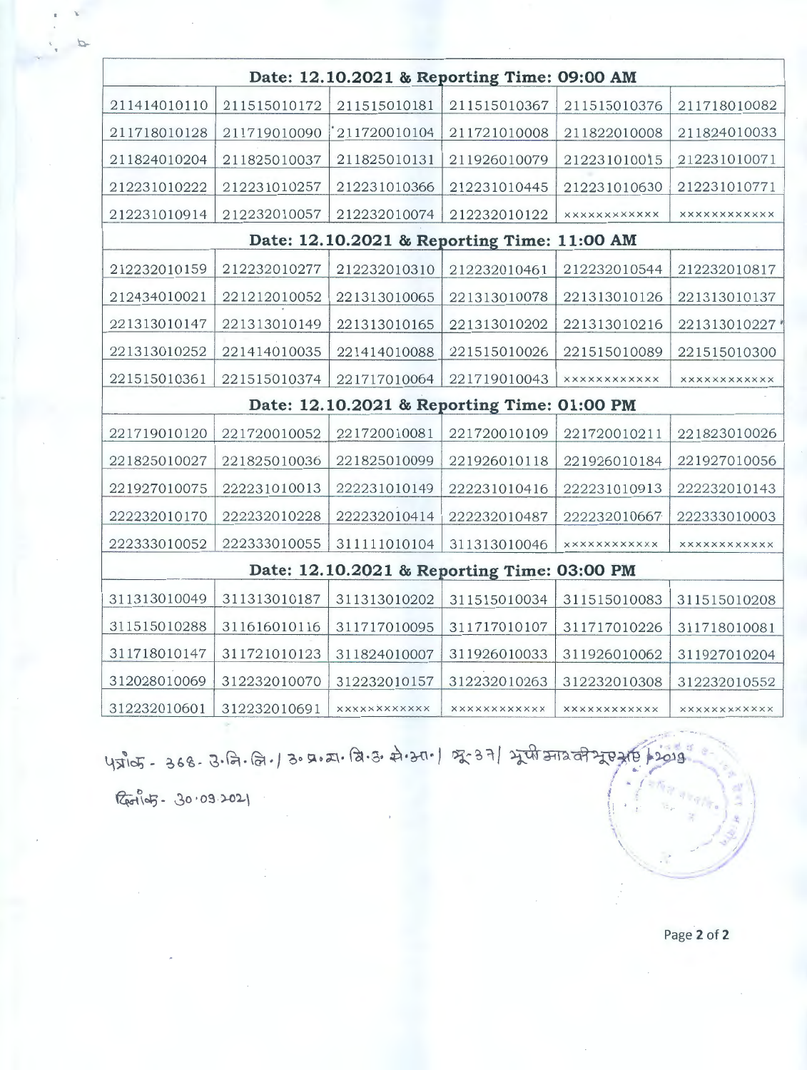| Date: 12.10.2021 & Reporting Time: 09:00 AM | | | | | |
|---|---|---|---|---|---|
| 211414010110 | 211515010172 | 211515010181 | 211515010367 | 211515010376 | 211718010082 |
| 211718010128 | 211719010090 | 211720010104 | 211721010008 | 211822010008 | 211824010033 |
| 211824010204 | 211825010037 | 211825010131 | 211926010079 | 212231010015 | 212231010071 |
| 212231010222 | 212231010257 | 212231010366 | 212231010445 | 212231010630 | 212231010771 |
| 212231010914 | 212232010057 | 212232010074 | 212232010122 | xxxxxxxxxxxx | xxxxxxxxxxxx |
| **Date: 12.10.2021 & Reporting Time: 11:00 AM** | | | | | |
| 212232010159 | 212232010277 | 212232010310 | 212232010461 | 212232010544 | 212232010817 |
| 212434010021 | 221212010052 | 221313010065 | 221313010078 | 221313010126 | 221313010137 |
| 221313010147 | 221313010149 | 221313010165 | 221313010202 | 221313010216 | 221313010227 |
| 221313010252 | 221414010035 | 221414010088 | 221515010026 | 221515010089 | 221515010300 |
| 221515010361 | 221515010374 | 221717010064 | 221719010043 | xxxxxxxxxxxx | xxxxxxxxxxxx |
| **Date: 12.10.2021 & Reporting Time: 01:00 PM** | | | | | |
| 221719010120 | 221720010052 | 221720010081 | 221720010109 | 221720010211 | 221823010026 |
| 221825010027 | 221825010036 | 221825010099 | 221926010118 | 221926010184 | 221927010056 |
| 221927010075 | 222231010013 | 222231010149 | 222231010416 | 222231010913 | 222232010143 |
| 222232010170 | 222232010228 | 222232010414 | 222232010487 | 222232010667 | 222333010003 |
| 222333010052 | 222333010055 | 311111010104 | 311313010046 | xxxxxxxxxxxx | xxxxxxxxxxxx |
| **Date: 12.10.2021 & Reporting Time: 03:00 PM** | | | | | |
| 311313010049 | 311313010187 | 311313010202 | 311515010034 | 311515010083 | 311515010208 |
| 311515010288 | 311616010116 | 311717010095 | 311717010107 | 311717010226 | 311718010081 |
| 311718010147 | 311721010123 | 311824010007 | 311926010033 | 311926010062 | 311927010204 |
| 312028010069 | 312232010070 | 312232010157 | 312232010263 | 312232010308 | 312232010552 |
| 312232010601 | 312232010691 | xxxxxxxxxxxx | xxxxxxxxxxxx | xxxxxxxxxxxx | xxxxxxxxxxxx |

पत्रांक - 368- उ.नि.लि./ उ०प्र०प्रा० वि०उ० से०आ०/ अ-37/ यूपीआरवीयूएसए/2019

दिनांक - 30.09.2021